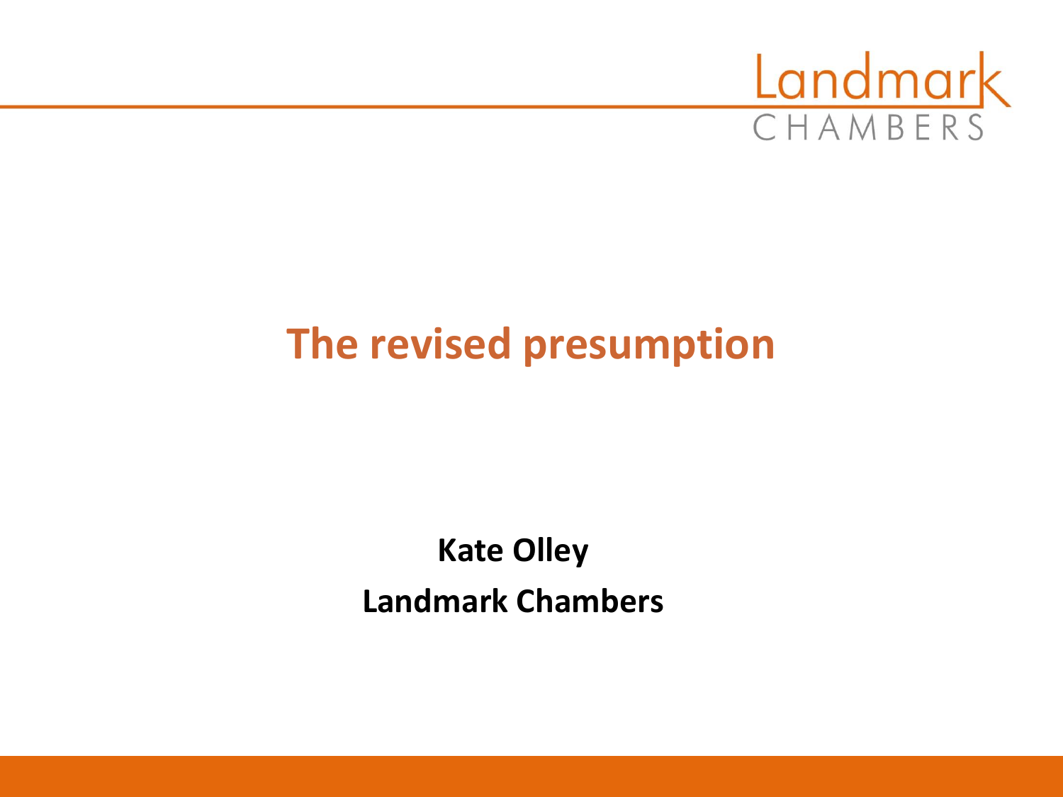# The revised presumption

**Kate Olley**

**Landmark Chambers**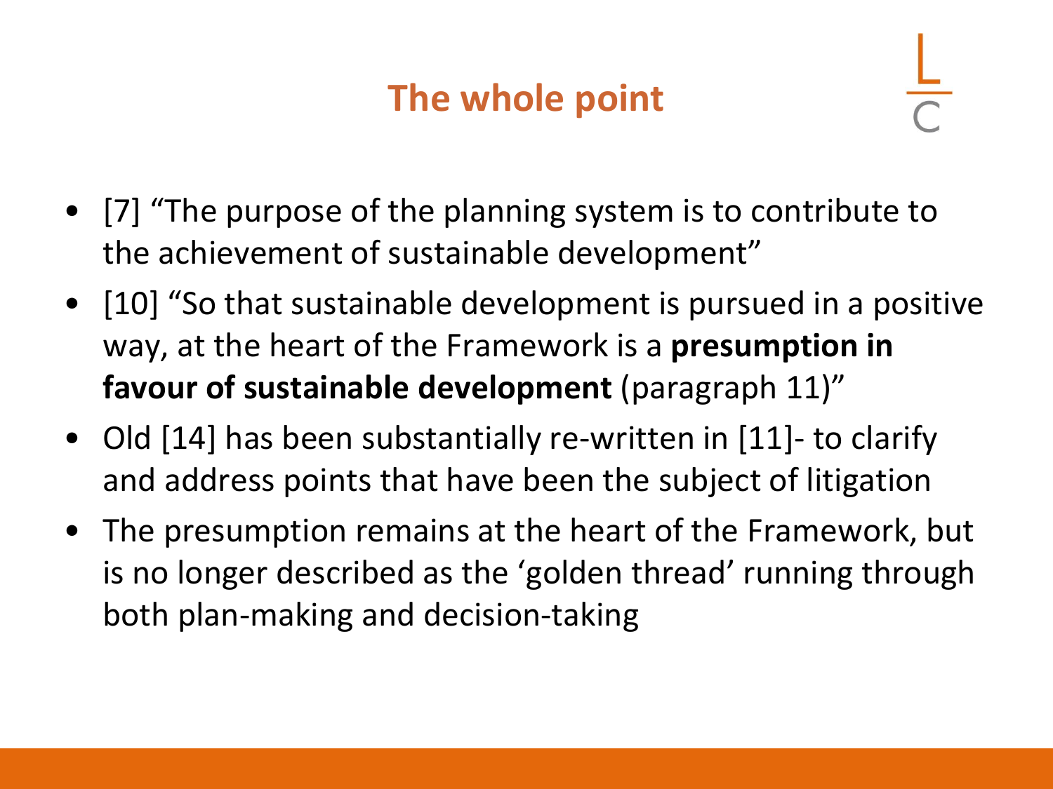# The whole point

- [7] "The purpose of the planning system is to contribute to the achievement of sustainable development"
- [10] "So that sustainable development is pursued in a positive way, at the heart of the Framework is a **presumption in favour of sustainable development** (paragraph 11)"
- Old [14] has been substantially re-written in [11]- to clarify and address points that have been the subject of litigation
- The presumption remains at the heart of the Framework, but is no longer described as the 'golden thread' running through both plan-making and decision-taking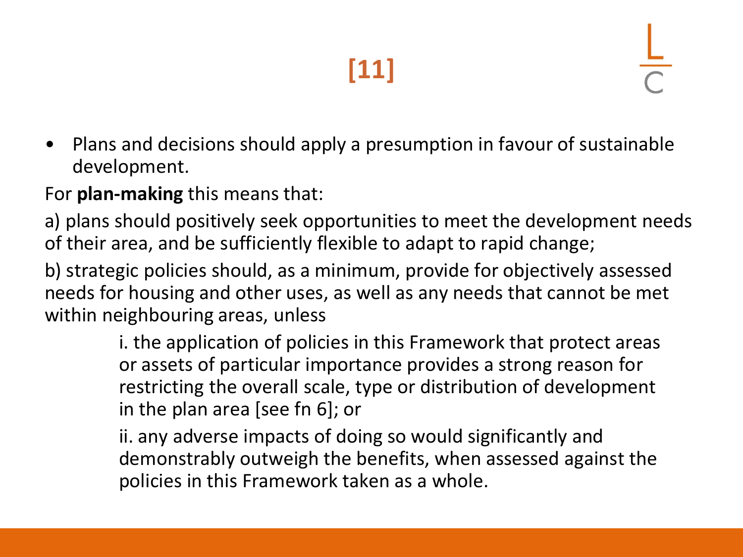# [11]

- Plans and decisions should apply a presumption in favour of sustainable development.

For **plan-making** this means that:

a) plans should positively seek opportunities to meet the development needs of their area, and be sufficiently flexible to adapt to rapid change;

b) strategic policies should, as a minimum, provide for objectively assessed needs for housing and other uses, as well as any needs that cannot be met within neighbouring areas, unless

> i. the application of policies in this Framework that protect areas or assets of particular importance provides a strong reason for restricting the overall scale, type or distribution of development in the plan area [see fn 6]; or
>
> ii. any adverse impacts of doing so would significantly and demonstrably outweigh the benefits, when assessed against the policies in this Framework taken as a whole.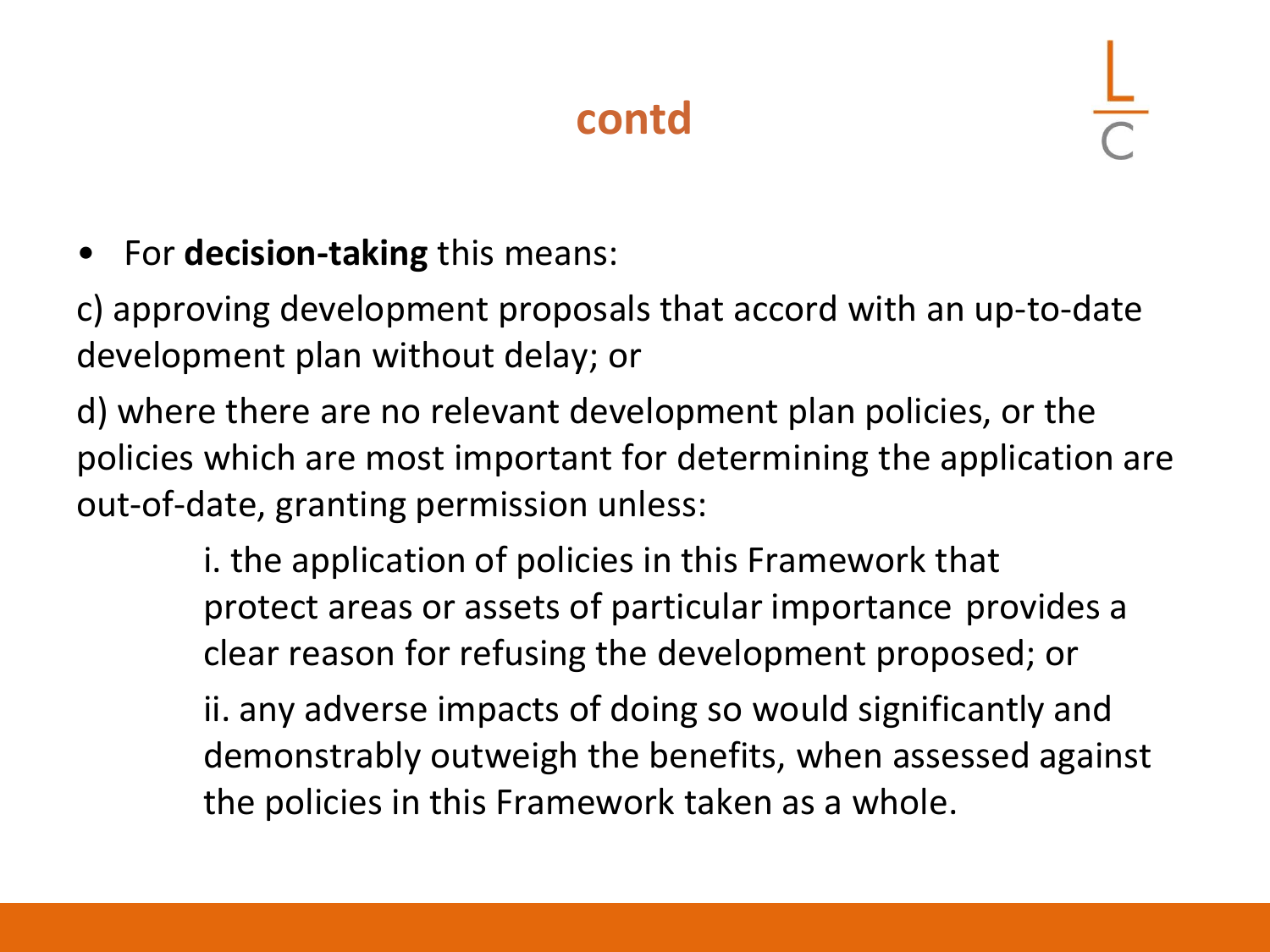## contd

- For **decision-taking** this means:

c) approving development proposals that accord with an up-to-date development plan without delay; or

d) where there are no relevant development plan policies, or the policies which are most important for determining the application are out-of-date, granting permission unless:

> i. the application of policies in this Framework that protect areas or assets of particular importance provides a clear reason for refusing the development proposed; or
>
> ii. any adverse impacts of doing so would significantly and demonstrably outweigh the benefits, when assessed against the policies in this Framework taken as a whole.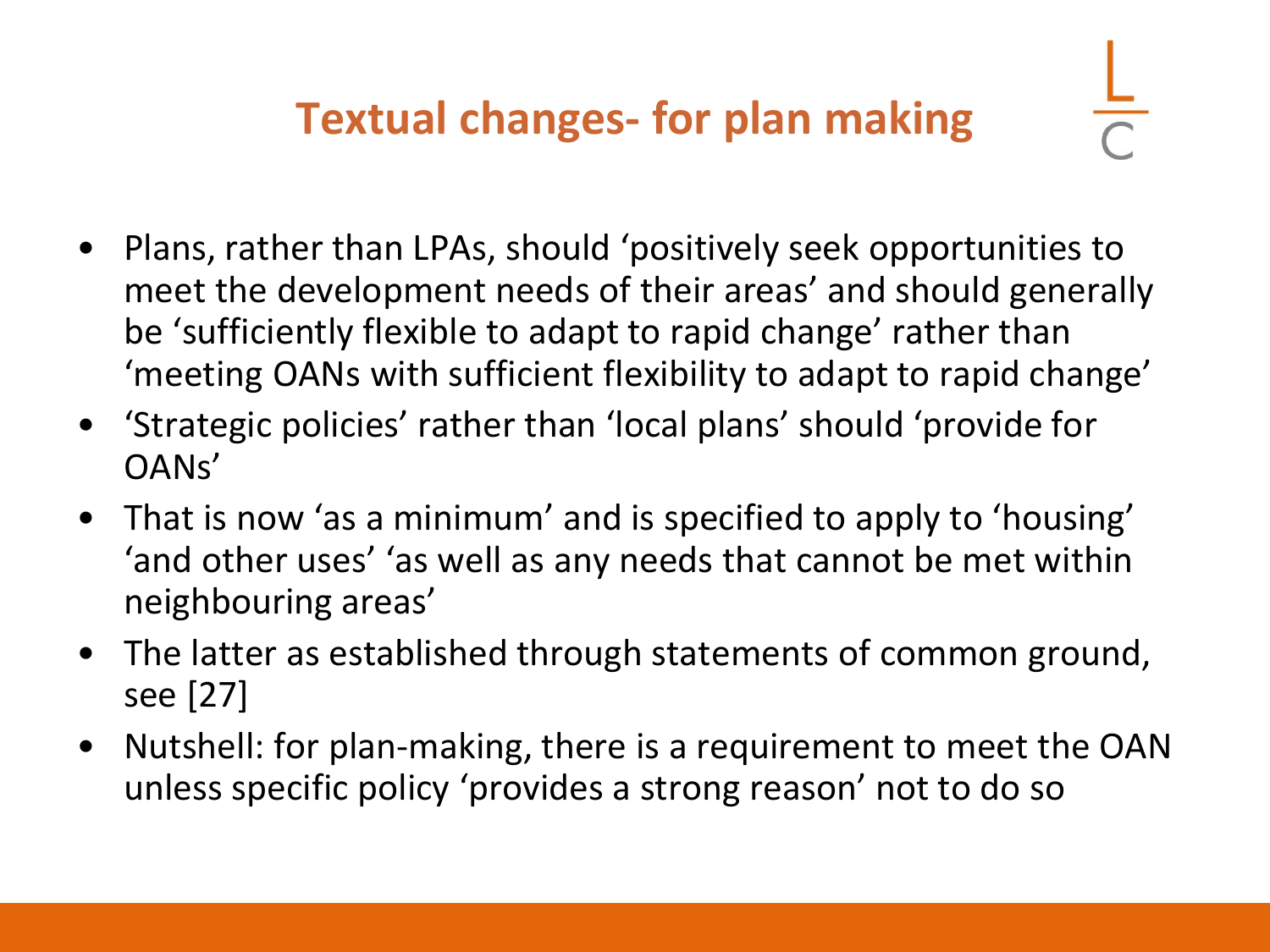# Textual changes- for plan making

- Plans, rather than LPAs, should 'positively seek opportunities to meet the development needs of their areas' and should generally be 'sufficiently flexible to adapt to rapid change' rather than 'meeting OANs with sufficient flexibility to adapt to rapid change'
- 'Strategic policies' rather than 'local plans' should 'provide for OANs'
- That is now 'as a minimum' and is specified to apply to 'housing' 'and other uses' 'as well as any needs that cannot be met within neighbouring areas'
- The latter as established through statements of common ground, see [27]
- Nutshell: for plan-making, there is a requirement to meet the OAN unless specific policy 'provides a strong reason' not to do so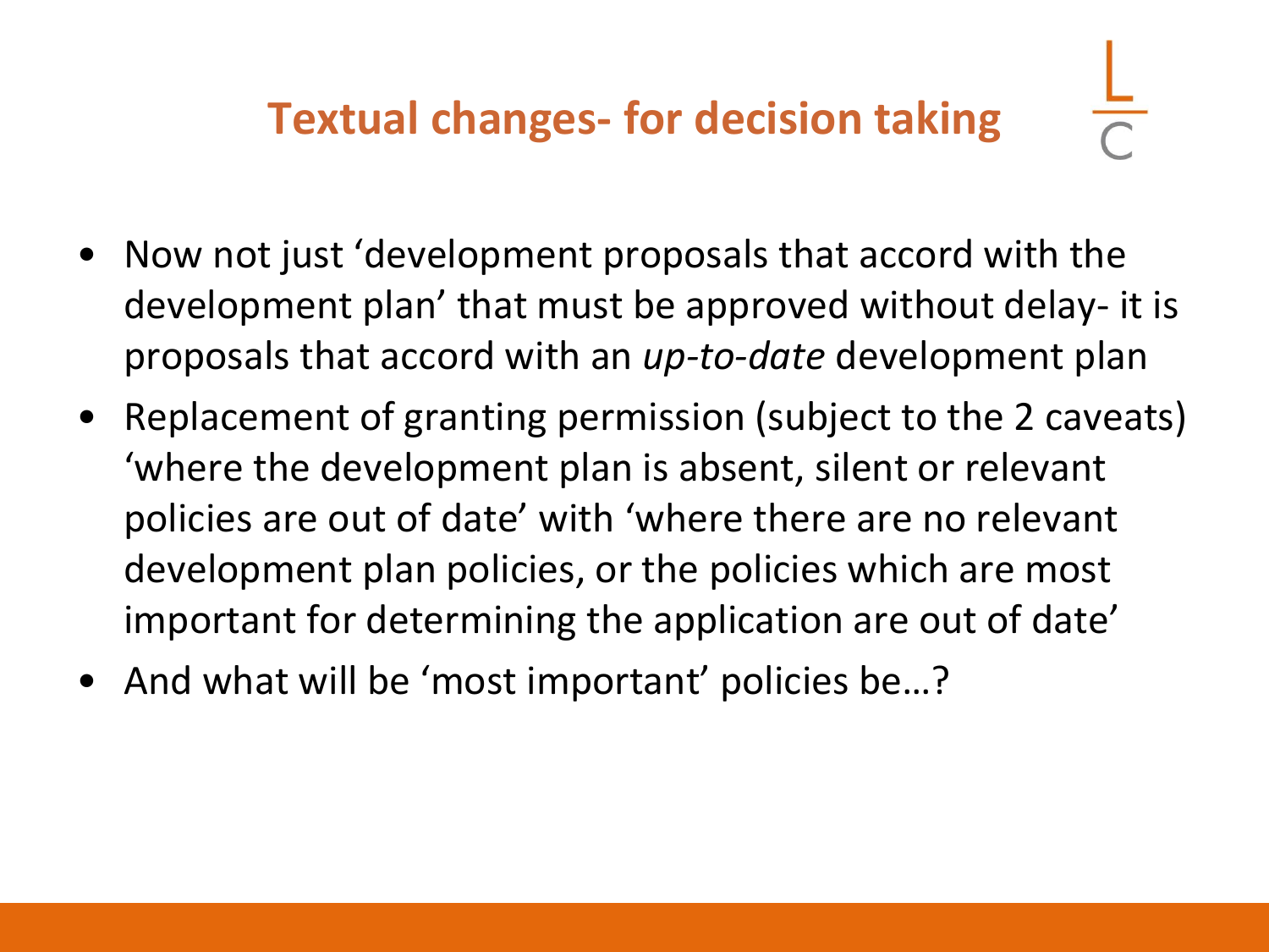# Textual changes- for decision taking

- Now not just 'development proposals that accord with the development plan' that must be approved without delay- it is proposals that accord with an *up-to-date* development plan
- Replacement of granting permission (subject to the 2 caveats) 'where the development plan is absent, silent or relevant policies are out of date' with 'where there are no relevant development plan policies, or the policies which are most important for determining the application are out of date'
- And what will be 'most important' policies be…?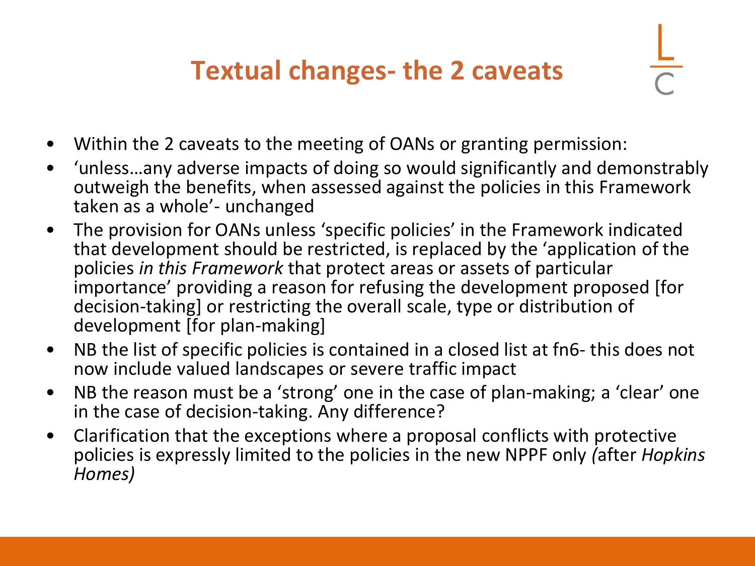# Textual changes- the 2 caveats

- Within the 2 caveats to the meeting of OANs or granting permission:
- 'unless…any adverse impacts of doing so would significantly and demonstrably outweigh the benefits, when assessed against the policies in this Framework taken as a whole'- unchanged
- The provision for OANs unless 'specific policies' in the Framework indicated that development should be restricted, is replaced by the 'application of the policies *in this Framework* that protect areas or assets of particular importance' providing a reason for refusing the development proposed [for decision-taking] or restricting the overall scale, type or distribution of development [for plan-making]
- NB the list of specific policies is contained in a closed list at fn6- this does not now include valued landscapes or severe traffic impact
- NB the reason must be a 'strong' one in the case of plan-making; a 'clear' one in the case of decision-taking. Any difference?
- Clarification that the exceptions where a proposal conflicts with protective policies is expressly limited to the policies in the new NPPF only *(*after *Hopkins Homes)*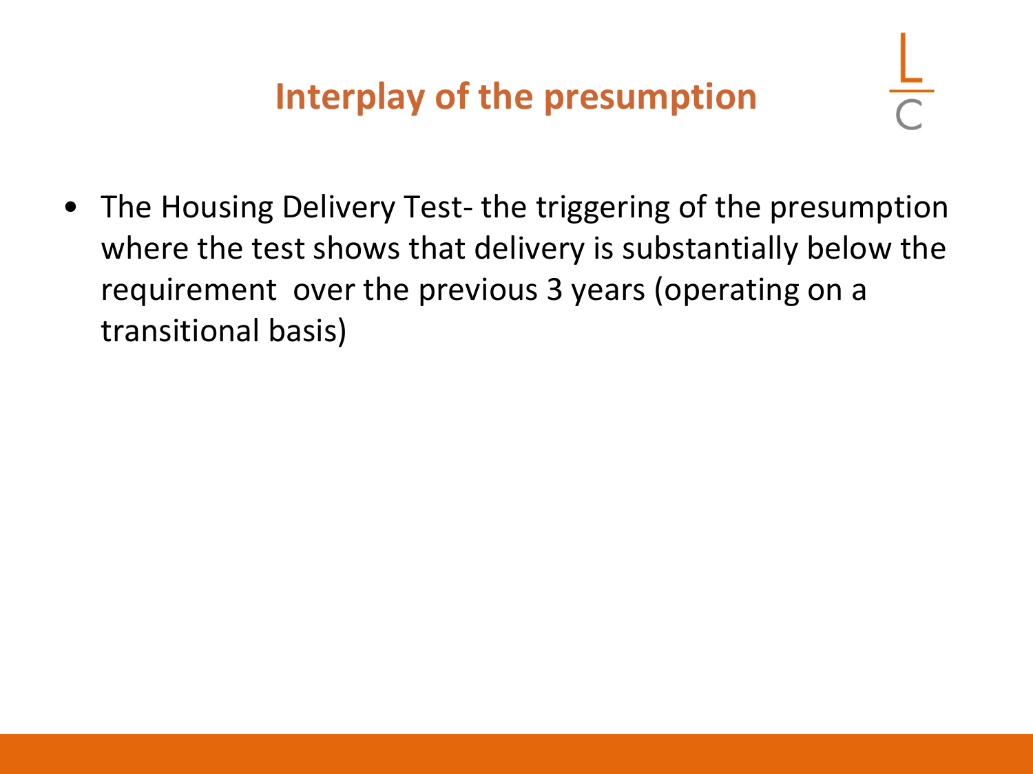# Interplay of the presumption

- The Housing Delivery Test- the triggering of the presumption where the test shows that delivery is substantially below the requirement over the previous 3 years (operating on a transitional basis)